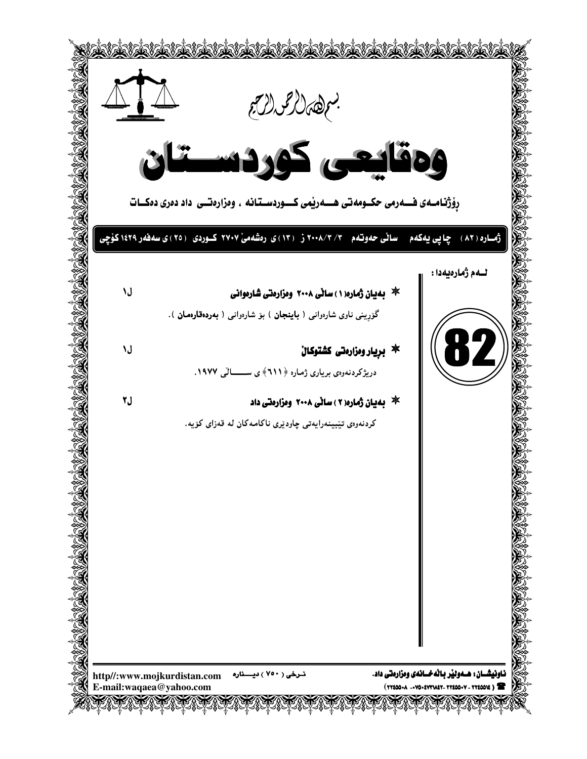بسم الله الرحمن الرحيم

# وەقايعی كوردستان

رۆژنامەی فەرمی حكومەتی هەرێمی كوردستانە ، وەزارەتی داد دەری دەكات

ژمارە ( ٨٢ ) چاپی يەكەم سالّی حەوتەم ٢٠٠٨/٣/٣ ز ( ١٣ )ی رەشەمێ ٢٧٠٧ كوردی ( ٢٥ )ی سەفەر ١٤٢٩ كۆچی

**لەم ژمارەيەدا :**

**82**

* **بەيان ژمارە( ١ ) سالّی ٢٠٠٨ وەزارەتی شارەوانی** — ل١

  گۆڕينی ناوی شارەوانی ( **باينجان** ) بۆ شارەوانی ( **بەردەقارەمان** ).

* **بڕيار وەزارەتی كشتوكالّ** — ل١

  درێژكردنەوەی بڕياری ژمارە «٦١١» ی سالّی ١٩٧٧.

* **بەيان ژمارە( ٢ ) سالّی ٢٠٠٨ وەزارەتی داد** — ل٢

  كردنەوەی تێبينەرايەتی چاودێری ناكامەكان لە قەزای كۆيە.

ناونيشان : هەولێر باڵەخانەی وەزارەتی داد.

☎ ( ٢٢٤٥٥٠١٤ - ٢٢٤٥٥٠٠٧ - ٠٧٥٠٤٧٣٦٨٤٢ - ٢٢٤٥٥٠٠٨ )

نرخی ( ٧٥٠ ) دينارە

http//:www.mojkurdistan.com

E-mail:waqaea@yahoo.com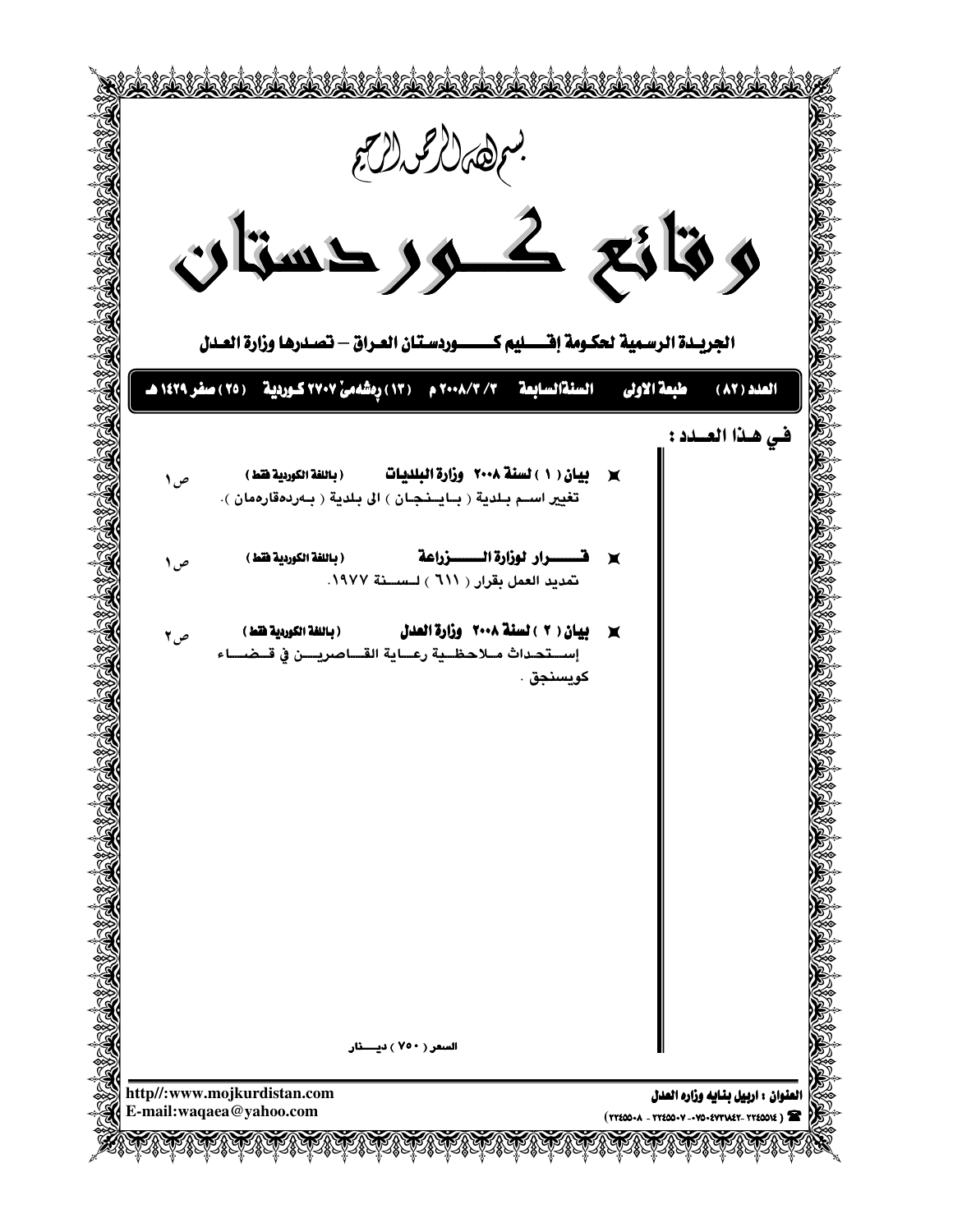بسم الله الرحمن الرحيم

# وقائع كوردستان

**الجريدة الرسمية لحكومة إقليم كوردستان العراق – تصدرها وزارة العدل**

**العدد (٨٢) طبعة الاولى السنة السابعة ٢٠٠٨/٣/٣ م (١٣) رةشةمىَ ٢٧٠٧ كوردية (٢٥) صفر ١٤٢٩ هـ**

## في هذا العدد :

- **بيان ( ١ ) لسنة ٢٠٠٨ وزارة البلديات** **( باللغة الكوردية فقط )** ص١
  تغيير اسم بلدية ( بـايـنجـان ) الى بلدية ( بـەردەقارەمان ).

- **قرار لوزارة الزراعة** **( باللغة الكوردية فقط )** ص١
  تمديد العمل بقرار ( ٦١١ ) لسنة ١٩٧٧.

- **بيان ( ٢ ) لسنة ٢٠٠٨ وزارة العدل** **( باللغة الكوردية فقط )** ص٢
  إستحداث ملاحظية رعاية القاصرين في قضاء كويسنجق .

السعر ( ٧٥٠ ) دينار

http//:www.mojkurdistan.com
E-mail:waqaea@yahoo.com

العنوان : اربيل بنايه وزاره العدل
( ٢٢٤٥٥١٤ - ٢٢٤٥٠٠٨ - ٢٢٤٥٠٠٧ - ٠٧٥٠٤٧٣١٨٤٢ - ٢٢٤٥٥١٤ )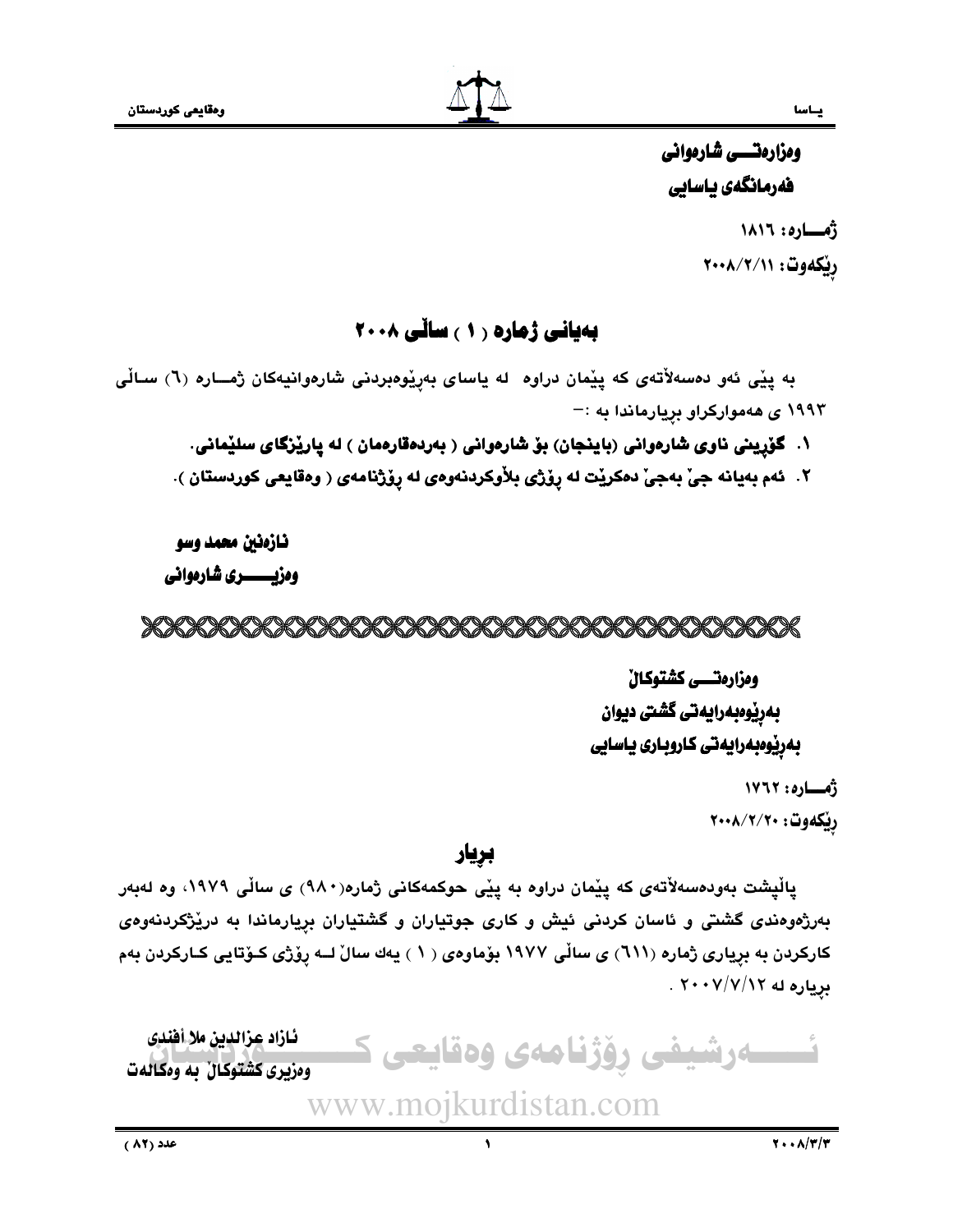وەزارەتـــی شارەوانی

فەرمانگەی یاسایی

ژمـــارە: ١٨١٦

ڕێکەوت: ٢٠٠٨/٢/١١

## بەیانی ژمارە ( ١ ) ساڵی ٢٠٠٨

بە پێی ئەو دەسەڵاتەی کە پێمان دراوە لە یاسای بەڕێوەبردنی شارەوانیەکان ژمـــارە (٦) ســاڵی ١٩٩٣ ی هەموارکراو بڕیارماندا بە :-

١. **گۆڕینی ناوی شارەوانی (باینجان) بۆ شارەوانی ( بەردەقارەمان ) لە پارێزگای سلێمانی.**

٢. **ئەم بەیانە جێ بەجێ دەکرێت لە ڕۆژی بڵاوکردنەوەی لە ڕۆژنامەی ( وەقایعی کوردستان ).**

**نازەنین محمد وسو**

**وەزیـــــری شارەوانی**

---

وەزارەتـــی کشتوکاڵ

بەڕێوەبەرایەتی گشتی دیوان

بەڕێوەبەرایەتی کاروباری یاسایی

ژمـــارە: ١٧٦٢

ڕێکەوت: ٢٠٠٨/٢/٢٠

## بڕیار

پاڵپشت بەودەسەڵاتەی کە پێمان دراوە بە پێی حوکمەکانی ژمارە(٩٨٠) ی ساڵی ١٩٧٩، وە لەبەر بەرژەوەندی گشتی و ئاسان کردنی ئیش و کاری جوتیاران و گشتیاران بڕیارماندا بە درێژکردنەوەی کارکردن بە بڕیاری ژمارە (٦١١) ی ساڵی ١٩٧٧ بۆماوەی ( ١ ) یەك ساڵ لــە ڕۆژی کـۆتایی کـارکردن بەم بڕیارە لە ٢٠٠٧/٧/١٢ .

**ئازاد عزالدین ملا أفندی**

**وەزیری کشتوکاڵ بە وەکالەت**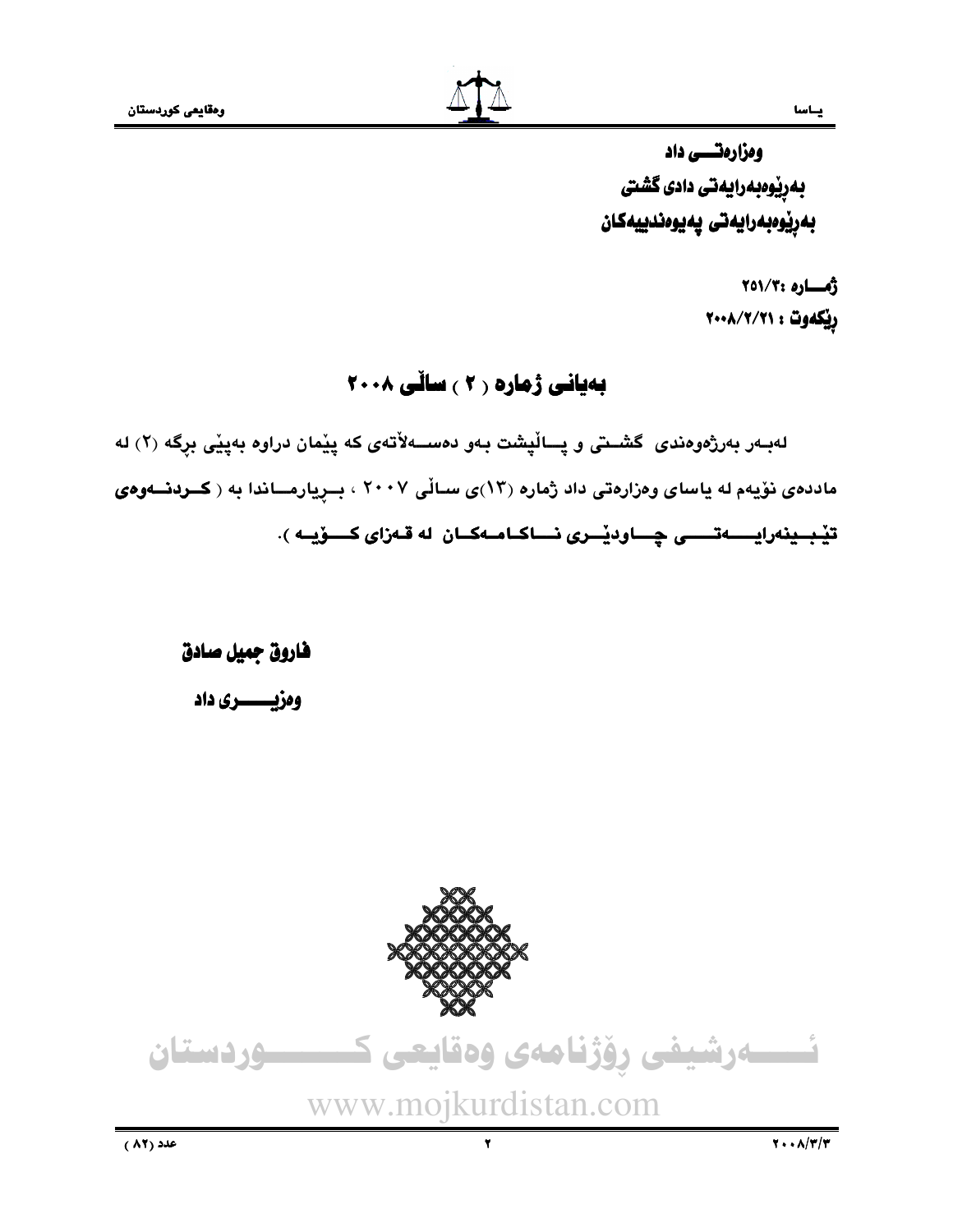**وەزارەتـــی داد**

**بەڕێوەبەرایەتی دادی گشتی**

**بەڕێوەبەرایەتی پەیوەندییەکان**

**ژمـــارە :٢٥١/٣**

**ڕێکەوت : ٢٠٠٨/٢/٢١**

## بەیانی ژمارە ( ٢ ) ساڵی ٢٠٠٨

لەبـەر بەرژەوەندی گشـتی و پـاڵپشت بەو دەســەڵاتەی کە پێمان دراوە بەپێی برگە (٢) لە ماددەی نۆیەم لە یاسای وەزارەتی داد ژمارە (١٣)ی سـاڵی ٢٠٠٧ ، بـڕیارمـاندا بە ( **کـردنـەوەی تێبـینەرایـەتـی چـاودێـری نـاکـامـەکـان لە قـەزای کـۆیـە** ).

**فاروق جميل صادق**

**وەزیـــری داد**

ئـــــەرشیفی ڕۆژنامەی وەقایعی کـــــوردستان

www.mojkurdistan.com